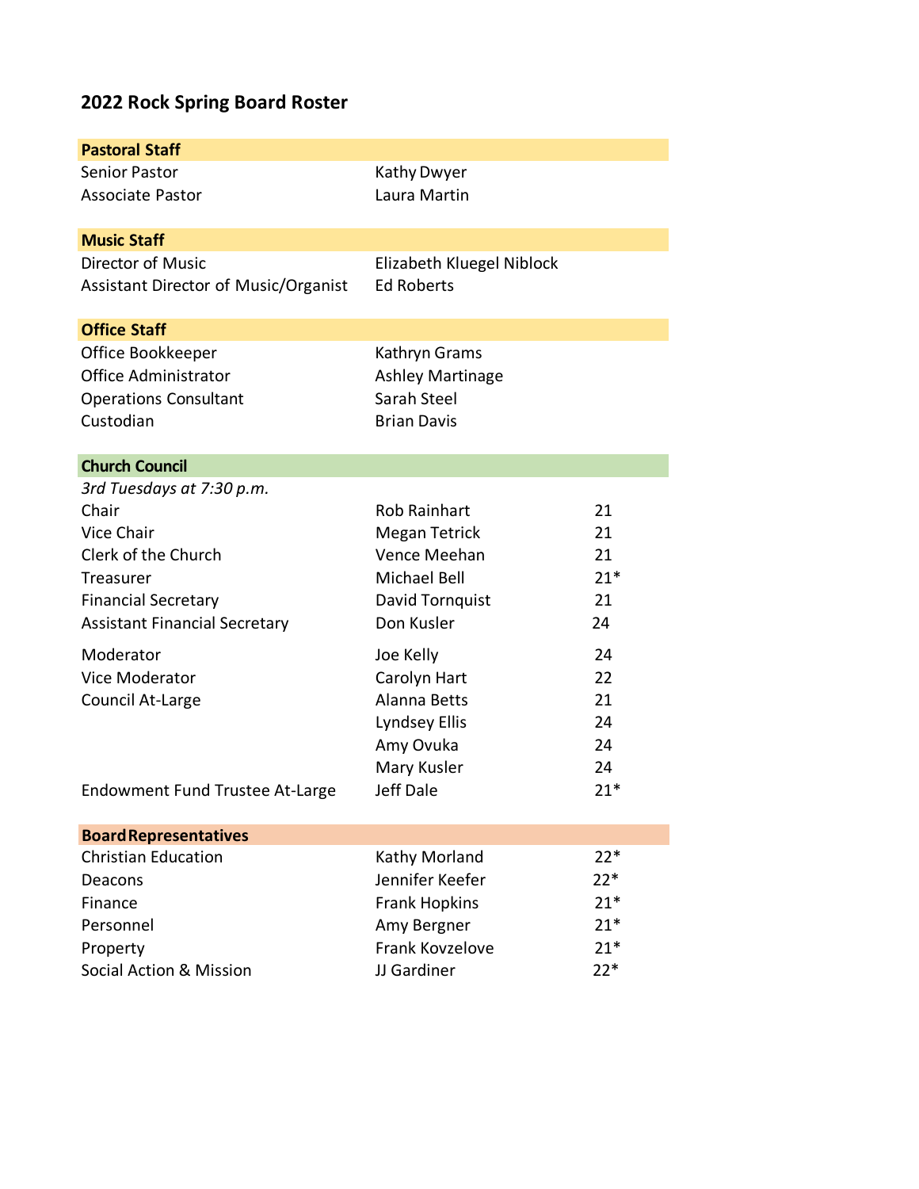# 2022 Rock Spring Board Roster

| Pastoral Staff | | |
|---|---|---|
| Senior Pastor | Kathy Dwyer | |
| Associate Pastor | Laura Martin | |

| Music Staff | | |
|---|---|---|
| Director of Music | Elizabeth Kluegel Niblock | |
| Assistant Director of Music/Organist | Ed Roberts | |

| Office Staff | | |
|---|---|---|
| Office Bookkeeper | Kathryn Grams | |
| Office Administrator | Ashley Martinage | |
| Operations Consultant | Sarah Steel | |
| Custodian | Brian Davis | |

| Church Council | | |
|---|---|---|
| *3rd Tuesdays at 7:30 p.m.* | | |
| Chair | Rob Rainhart | 21 |
| Vice Chair | Megan Tetrick | 21 |
| Clerk of the Church | Vence Meehan | 21 |
| Treasurer | Michael Bell | 21* |
| Financial Secretary | David Tornquist | 21 |
| Assistant Financial Secretary | Don Kusler | 24 |
| Moderator | Joe Kelly | 24 |
| Vice Moderator | Carolyn Hart | 22 |
| Council At-Large | Alanna Betts | 21 |
| | Lyndsey Ellis | 24 |
| | Amy Ovuka | 24 |
| | Mary Kusler | 24 |
| Endowment Fund Trustee At-Large | Jeff Dale | 21* |

| Board Representatives | | |
|---|---|---|
| Christian Education | Kathy Morland | 22* |
| Deacons | Jennifer Keefer | 22* |
| Finance | Frank Hopkins | 21* |
| Personnel | Amy Bergner | 21* |
| Property | Frank Kovzelove | 21* |
| Social Action & Mission | JJ Gardiner | 22* |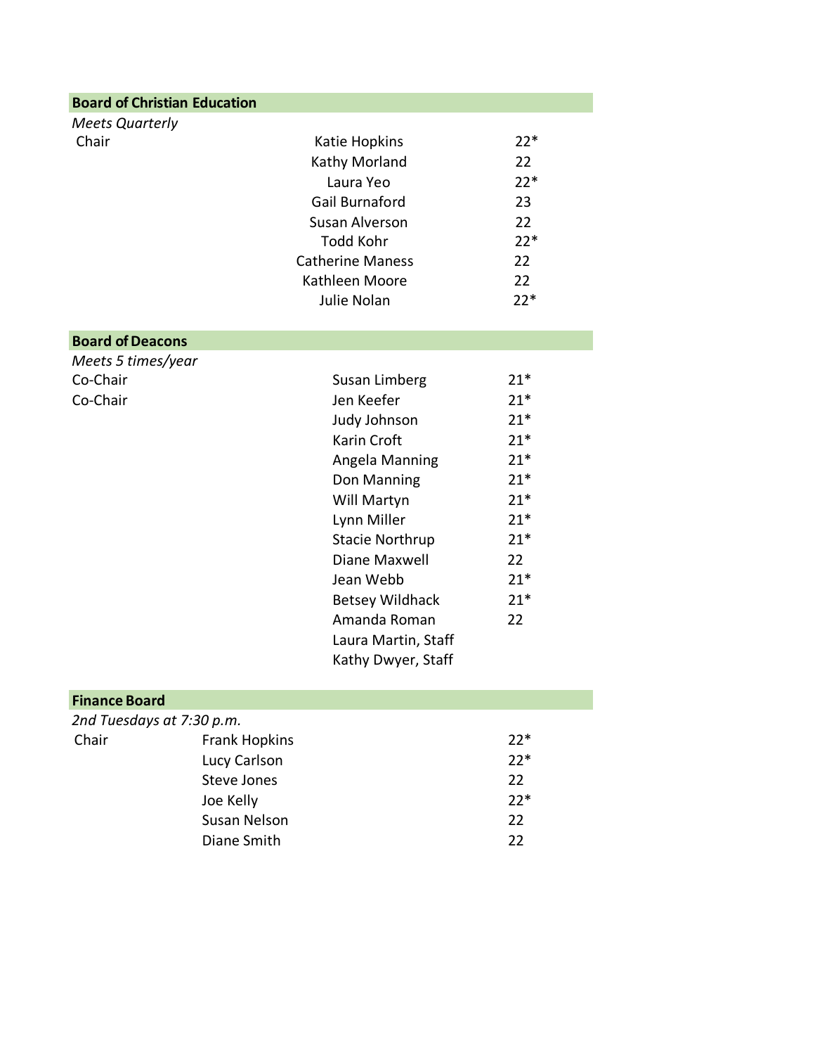## Board of Christian Education

*Meets Quarterly*

| Role | Name | Term |
| --- | --- | --- |
| Chair | Katie Hopkins | 22* |
| | Kathy Morland | 22 |
| | Laura Yeo | 22* |
| | Gail Burnaford | 23 |
| | Susan Alverson | 22 |
| | Todd Kohr | 22* |
| | Catherine Maness | 22 |
| | Kathleen Moore | 22 |
| | Julie Nolan | 22* |

## Board of Deacons

*Meets 5 times/year*

| Role | Name | Term |
| --- | --- | --- |
| Co-Chair | Susan Limberg | 21* |
| Co-Chair | Jen Keefer | 21* |
| | Judy Johnson | 21* |
| | Karin Croft | 21* |
| | Angela Manning | 21* |
| | Don Manning | 21* |
| | Will Martyn | 21* |
| | Lynn Miller | 21* |
| | Stacie Northrup | 21* |
| | Diane Maxwell | 22 |
| | Jean Webb | 21* |
| | Betsey Wildhack | 21* |
| | Amanda Roman | 22 |
| | Laura Martin, Staff | |
| | Kathy Dwyer, Staff | |

## Finance Board

*2nd Tuesdays at 7:30 p.m.*

| Role | Name | Term |
| --- | --- | --- |
| Chair | Frank Hopkins | 22* |
| | Lucy Carlson | 22* |
| | Steve Jones | 22 |
| | Joe Kelly | 22* |
| | Susan Nelson | 22 |
| | Diane Smith | 22 |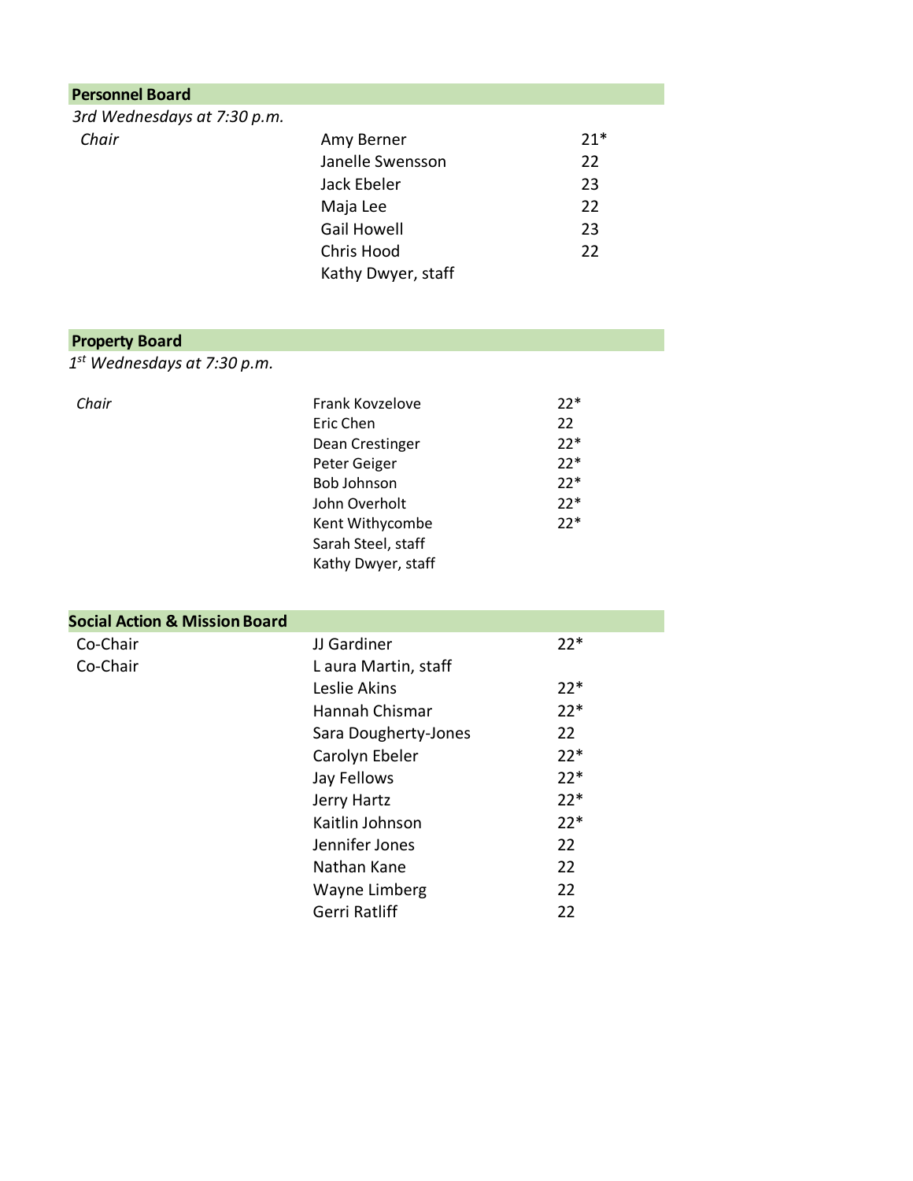## Personnel Board

*3rd Wednesdays at 7:30 p.m.*

| | | |
|---|---|---|
| *Chair* | Amy Berner | 21* |
| | Janelle Swensson | 22 |
| | Jack Ebeler | 23 |
| | Maja Lee | 22 |
| | Gail Howell | 23 |
| | Chris Hood | 22 |
| | Kathy Dwyer, staff | |

## Property Board

*1st Wednesdays at 7:30 p.m.*

| | | |
|---|---|---|
| *Chair* | Frank Kovzelove | 22* |
| | Eric Chen | 22 |
| | Dean Crestinger | 22* |
| | Peter Geiger | 22* |
| | Bob Johnson | 22* |
| | John Overholt | 22* |
| | Kent Withycombe | 22* |
| | Sarah Steel, staff | |
| | Kathy Dwyer, staff | |

## Social Action & Mission Board

| | | |
|---|---|---|
| Co-Chair | JJ Gardiner | 22* |
| Co-Chair | L aura Martin, staff | |
| | Leslie Akins | 22* |
| | Hannah Chismar | 22* |
| | Sara Dougherty-Jones | 22 |
| | Carolyn Ebeler | 22* |
| | Jay Fellows | 22* |
| | Jerry Hartz | 22* |
| | Kaitlin Johnson | 22* |
| | Jennifer Jones | 22 |
| | Nathan Kane | 22 |
| | Wayne Limberg | 22 |
| | Gerri Ratliff | 22 |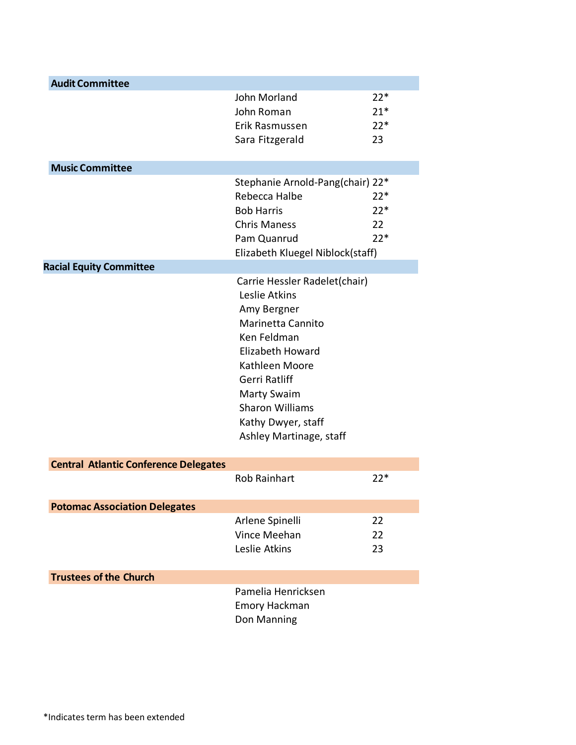| | | |
|---|---|---|
| **Audit Committee** | | |
| | John Morland | 22* |
| | John Roman | 21* |
| | Erik Rasmussen | 22* |
| | Sara Fitzgerald | 23 |
| **Music Committee** | | |
| | Stephanie Arnold-Pang(chair) | 22* |
| | Rebecca Halbe | 22* |
| | Bob Harris | 22* |
| | Chris Maness | 22 |
| | Pam Quanrud | 22* |
| | Elizabeth Kluegel Niblock(staff) | |
| **Racial Equity Committee** | | |
| | Carrie Hessler Radelet(chair) | |
| | Leslie Atkins | |
| | Amy Bergner | |
| | Marinetta Cannito | |
| | Ken Feldman | |
| | Elizabeth Howard | |
| | Kathleen Moore | |
| | Gerri Ratliff | |
| | Marty Swaim | |
| | Sharon Williams | |
| | Kathy Dwyer, staff | |
| | Ashley Martinage, staff | |
| **Central Atlantic Conference Delegates** | | |
| | Rob Rainhart | 22* |
| **Potomac Association Delegates** | | |
| | Arlene Spinelli | 22 |
| | Vince Meehan | 22 |
| | Leslie Atkins | 23 |
| **Trustees of the Church** | | |
| | Pamelia Henricksen | |
| | Emory Hackman | |
| | Don Manning | |

*Indicates term has been extended